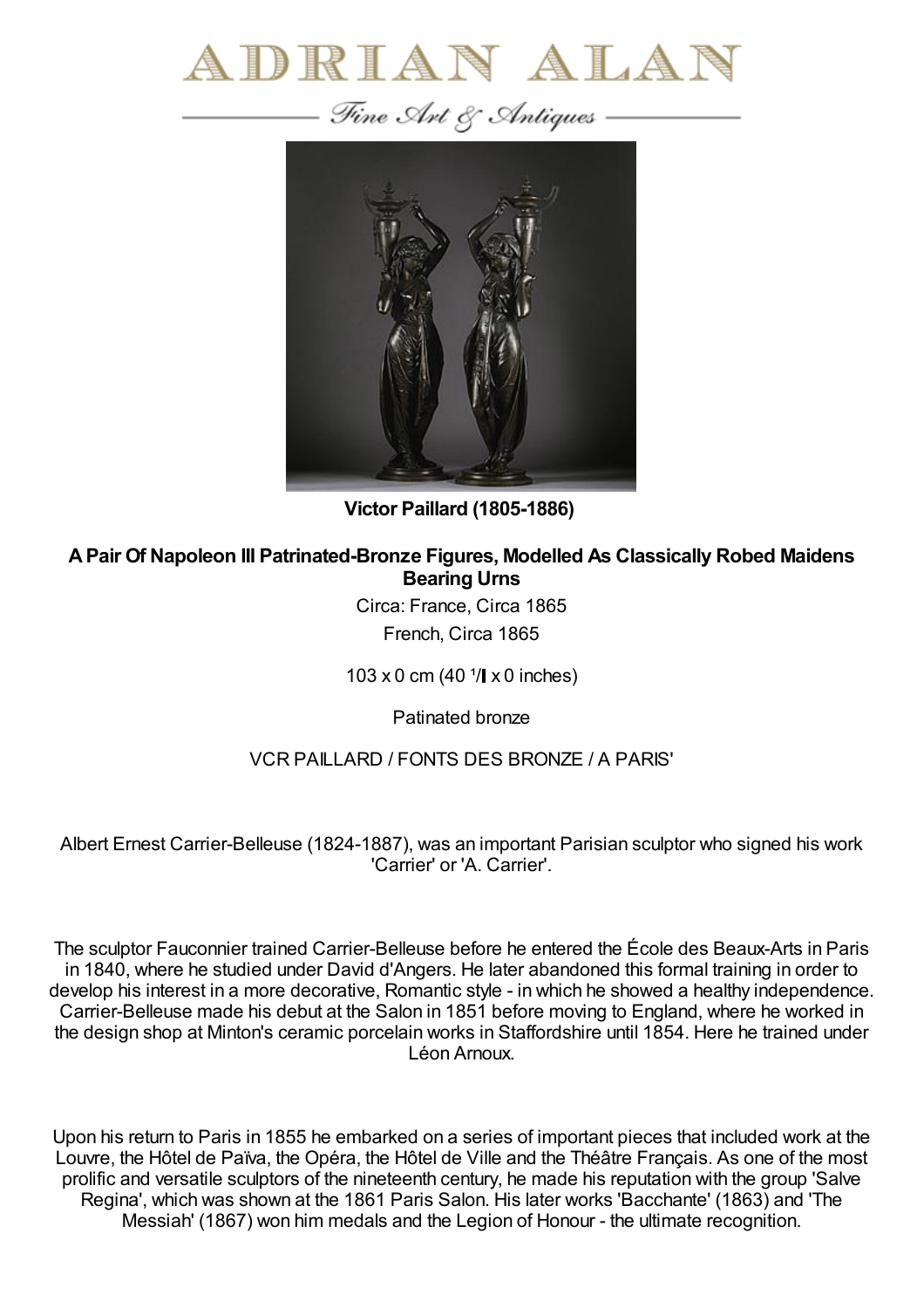# ADRIAN ALAN

*Fine Art & Antiques*

**Victor Paillard (1805-1886)**

## A Pair Of Napoleon III Patrinated-Bronze Figures, Modelled As Classically Robed Maidens Bearing Urns

Circa: France, Circa 1865

French, Circa 1865

103 x 0 cm (40 ¹/ x 0 inches)

Patinated bronze

VCR PAILLARD / FONTS DES BRONZE / A PARIS'

Albert Ernest Carrier-Belleuse (1824-1887), was an important Parisian sculptor who signed his work 'Carrier' or 'A. Carrier'.

The sculptor Fauconnier trained Carrier-Belleuse before he entered the École des Beaux-Arts in Paris in 1840, where he studied under David d'Angers. He later abandoned this formal training in order to develop his interest in a more decorative, Romantic style - in which he showed a healthy independence. Carrier-Belleuse made his debut at the Salon in 1851 before moving to England, where he worked in the design shop at Minton's ceramic porcelain works in Staffordshire until 1854. Here he trained under Léon Arnoux.

Upon his return to Paris in 1855 he embarked on a series of important pieces that included work at the Louvre, the Hôtel de Païva, the Opéra, the Hôtel de Ville and the Théâtre Français. As one of the most prolific and versatile sculptors of the nineteenth century, he made his reputation with the group 'Salve Regina', which was shown at the 1861 Paris Salon. His later works 'Bacchante' (1863) and 'The Messiah' (1867) won him medals and the Legion of Honour - the ultimate recognition.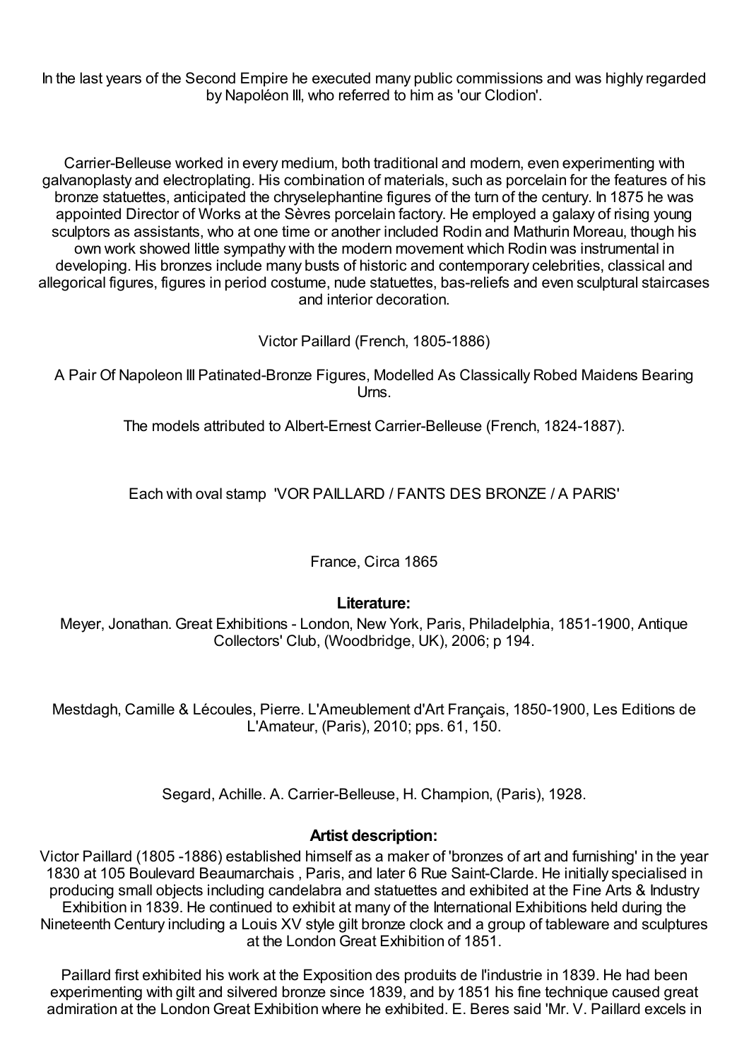In the last years of the Second Empire he executed many public commissions and was highly regarded by Napoléon III, who referred to him as 'our Clodion'.

Carrier-Belleuse worked in every medium, both traditional and modern, even experimenting with galvanoplasty and electroplating. His combination of materials, such as porcelain for the features of his bronze statuettes, anticipated the chryselephantine figures of the turn of the century. In 1875 he was appointed Director of Works at the Sèvres porcelain factory. He employed a galaxy of rising young sculptors as assistants, who at one time or another included Rodin and Mathurin Moreau, though his own work showed little sympathy with the modern movement which Rodin was instrumental in developing. His bronzes include many busts of historic and contemporary celebrities, classical and allegorical figures, figures in period costume, nude statuettes, bas-reliefs and even sculptural staircases and interior decoration.

Victor Paillard (French, 1805-1886)

A Pair Of Napoleon III Patinated-Bronze Figures, Modelled As Classically Robed Maidens Bearing Urns.

The models attributed to Albert-Ernest Carrier-Belleuse (French, 1824-1887).

Each with oval stamp 'VOR PAILLARD / FANTS DES BRONZE / A PARIS'

France, Circa 1865

**Literature:**

Meyer, Jonathan. Great Exhibitions - London, New York, Paris, Philadelphia, 1851-1900, Antique Collectors' Club, (Woodbridge, UK), 2006; p 194.

Mestdagh, Camille & Lécoules, Pierre. L'Ameublement d'Art Français, 1850-1900, Les Editions de L'Amateur, (Paris), 2010; pps. 61, 150.

Segard, Achille. A. Carrier-Belleuse, H. Champion, (Paris), 1928.

**Artist description:**

Victor Paillard (1805 -1886) established himself as a maker of 'bronzes of art and furnishing' in the year 1830 at 105 Boulevard Beaumarchais , Paris, and later 6 Rue Saint-Clarde. He initially specialised in producing small objects including candelabra and statuettes and exhibited at the Fine Arts & Industry Exhibition in 1839. He continued to exhibit at many of the International Exhibitions held during the Nineteenth Century including a Louis XV style gilt bronze clock and a group of tableware and sculptures at the London Great Exhibition of 1851.

Paillard first exhibited his work at the Exposition des produits de l'industrie in 1839. He had been experimenting with gilt and silvered bronze since 1839, and by 1851 his fine technique caused great admiration at the London Great Exhibition where he exhibited. E. Beres said 'Mr. V. Paillard excels in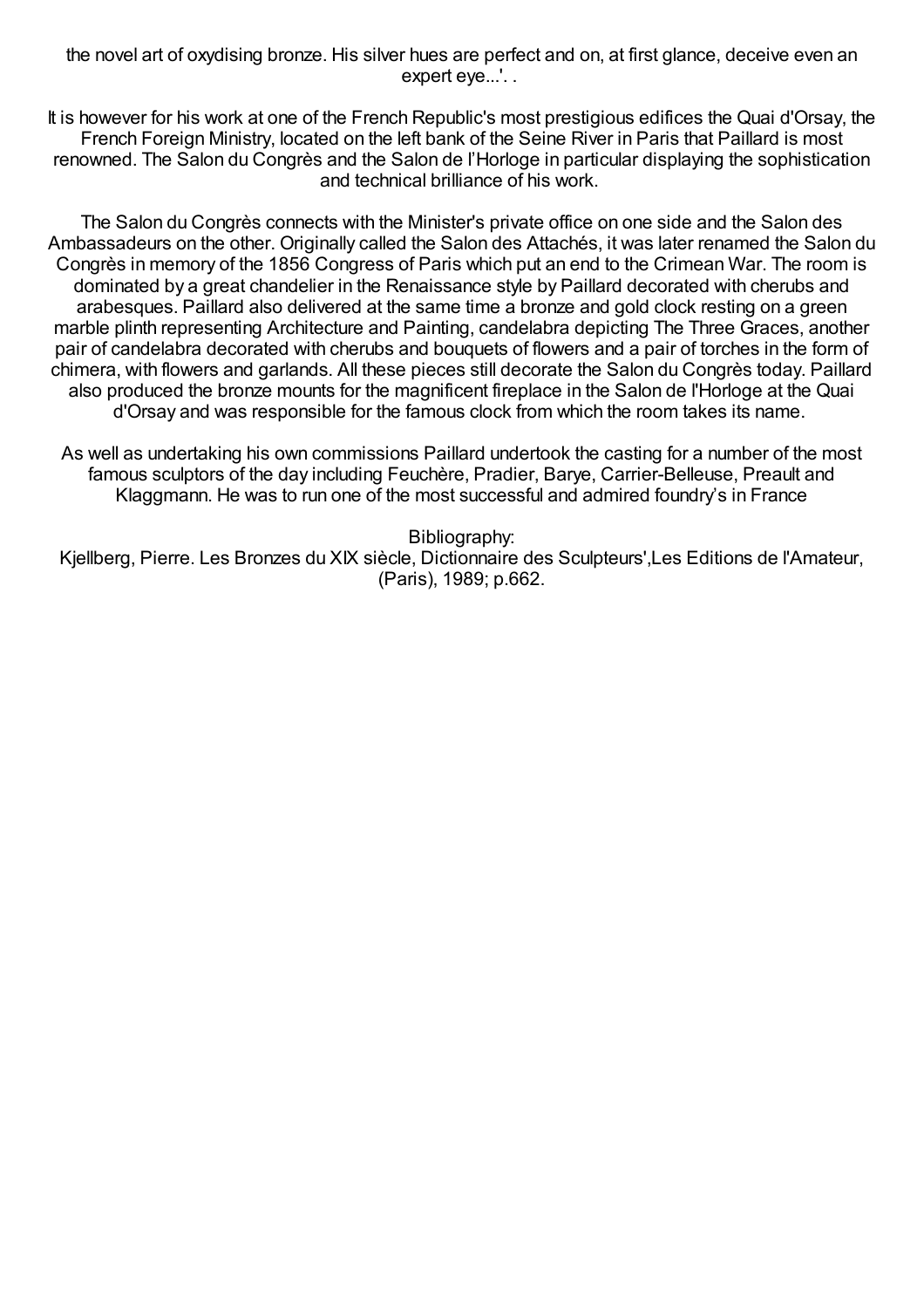the novel art of oxydising bronze. His silver hues are perfect and on, at first glance, deceive even an expert eye...'. .

It is however for his work at one of the French Republic's most prestigious edifices the Quai d'Orsay, the French Foreign Ministry, located on the left bank of the Seine River in Paris that Paillard is most renowned. The Salon du Congrès and the Salon de l'Horloge in particular displaying the sophistication and technical brilliance of his work.

The Salon du Congrès connects with the Minister's private office on one side and the Salon des Ambassadeurs on the other. Originally called the Salon des Attachés, it was later renamed the Salon du Congrès in memory of the 1856 Congress of Paris which put an end to the Crimean War. The room is dominated by a great chandelier in the Renaissance style by Paillard decorated with cherubs and arabesques. Paillard also delivered at the same time a bronze and gold clock resting on a green marble plinth representing Architecture and Painting, candelabra depicting The Three Graces, another pair of candelabra decorated with cherubs and bouquets of flowers and a pair of torches in the form of chimera, with flowers and garlands. All these pieces still decorate the Salon du Congrès today. Paillard also produced the bronze mounts for the magnificent fireplace in the Salon de l'Horloge at the Quai d'Orsay and was responsible for the famous clock from which the room takes its name.

As well as undertaking his own commissions Paillard undertook the casting for a number of the most famous sculptors of the day including Feuchère, Pradier, Barye, Carrier-Belleuse, Preault and Klaggmann. He was to run one of the most successful and admired foundry's in France

Bibliography:
Kjellberg, Pierre. Les Bronzes du XIX siècle, Dictionnaire des Sculpteurs',Les Editions de l'Amateur, (Paris), 1989; p.662.